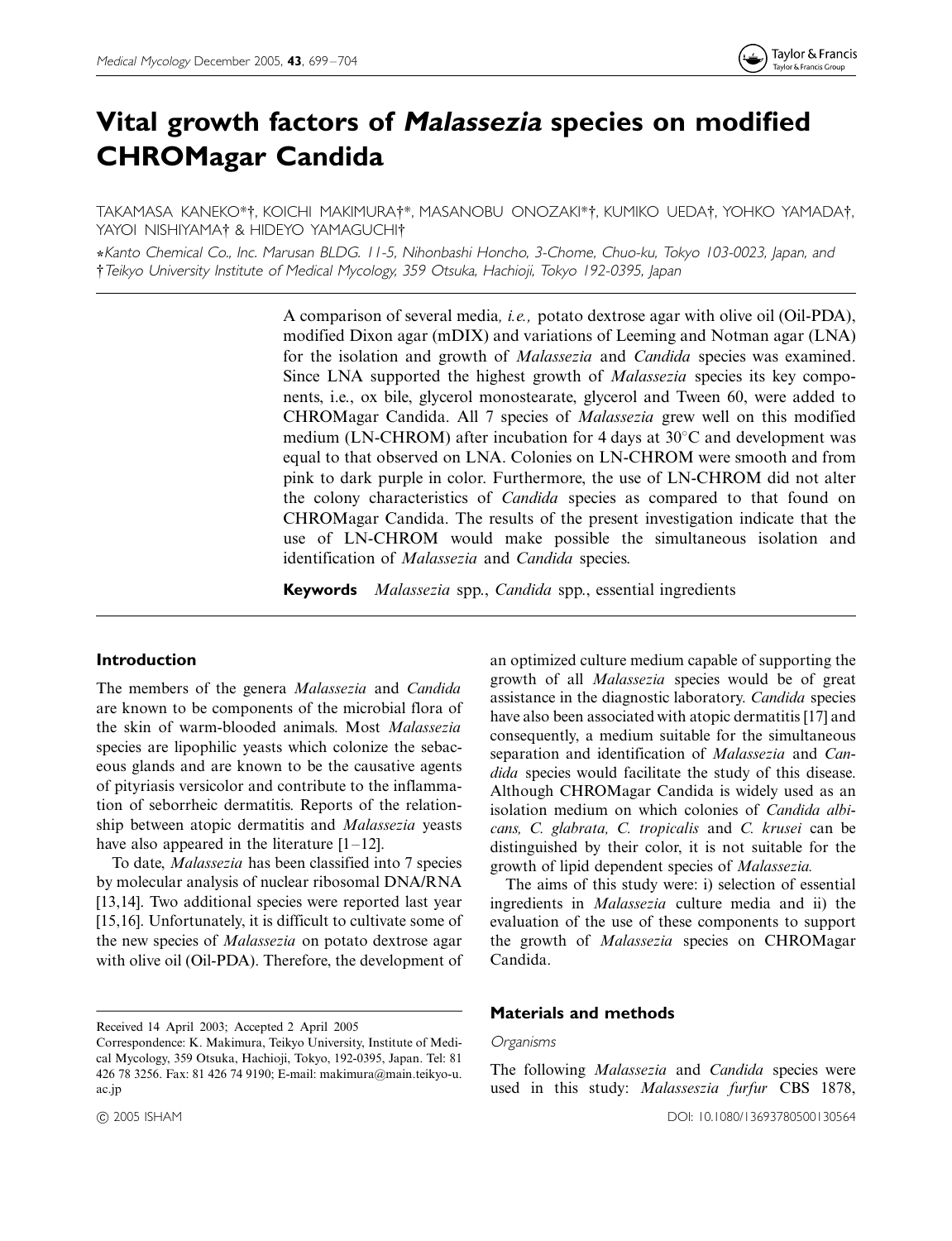# Vital growth factors of *Malassezia* species on modified CHROMagar Candida

TAKAMASA KANEKO*†, KOICHI MAKIMURA†*, MASANOBU ONOZAKI*†, KUMIKO UEDA†, YOHKO YAMADA†, YAYOI NISHIYAMA† & HIDEYO YAMAGUCHI†

*Kanto Chemical Co., Inc. Marusan BLDG. 11-5, Nihonbashi Honcho, 3-Chome, Chuo-ku, Tokyo 103-0023, Japan, and †Teikyo University Institute of Medical Mycology, 359 Otsuka, Hachioji, Tokyo 192-0395, Japan

A comparison of several media, *i.e.,* potato dextrose agar with olive oil (Oil-PDA), modified Dixon agar (mDIX) and variations of Leeming and Notman agar (LNA) for the isolation and growth of *Malassezia* and *Candida* species was examined. Since LNA supported the highest growth of *Malassezia* species its key components, i.e., ox bile, glycerol monostearate, glycerol and Tween 60, were added to CHROMagar Candida. All 7 species of *Malassezia* grew well on this modified medium (LN-CHROM) after incubation for 4 days at 30°C and development was equal to that observed on LNA. Colonies on LN-CHROM were smooth and from pink to dark purple in color. Furthermore, the use of LN-CHROM did not alter the colony characteristics of *Candida* species as compared to that found on CHROMagar Candida. The results of the present investigation indicate that the use of LN-CHROM would make possible the simultaneous isolation and identification of *Malassezia* and *Candida* species.

**Keywords** *Malassezia* spp., *Candida* spp., essential ingredients

## Introduction

The members of the genera *Malassezia* and *Candida* are known to be components of the microbial flora of the skin of warm-blooded animals. Most *Malassezia* species are lipophilic yeasts which colonize the sebaceous glands and are known to be the causative agents of pityriasis versicolor and contribute to the inflammation of seborrheic dermatitis. Reports of the relationship between atopic dermatitis and *Malassezia* yeasts have also appeared in the literature [1–12].

To date, *Malassezia* has been classified into 7 species by molecular analysis of nuclear ribosomal DNA/RNA [13,14]. Two additional species were reported last year [15,16]. Unfortunately, it is difficult to cultivate some of the new species of *Malassezia* on potato dextrose agar with olive oil (Oil-PDA). Therefore, the development of an optimized culture medium capable of supporting the growth of all *Malassezia* species would be of great assistance in the diagnostic laboratory. *Candida* species have also been associated with atopic dermatitis [17] and consequently, a medium suitable for the simultaneous separation and identification of *Malassezia* and *Candida* species would facilitate the study of this disease. Although CHROMagar Candida is widely used as an isolation medium on which colonies of *Candida albicans, C. glabrata, C. tropicalis* and *C. krusei* can be distinguished by their color, it is not suitable for the growth of lipid dependent species of *Malassezia.*

The aims of this study were: i) selection of essential ingredients in *Malassezia* culture media and ii) the evaluation of the use of these components to support the growth of *Malassezia* species on CHROMagar Candida.

## Materials and methods

### Organisms

The following *Malassezia* and *Candida* species were used in this study: *Malasseszia furfur* CBS 1878,

Received 14 April 2003; Accepted 2 April 2005

Correspondence: K. Makimura, Teikyo University, Institute of Medical Mycology, 359 Otsuka, Hachioji, Tokyo, 192-0395, Japan. Tel: 81 426 78 3256. Fax: 81 426 74 9190; E-mail: makimura@main.teikyo-u.ac.jp

© 2005 ISHAM

DOI: 10.1080/13693780500130564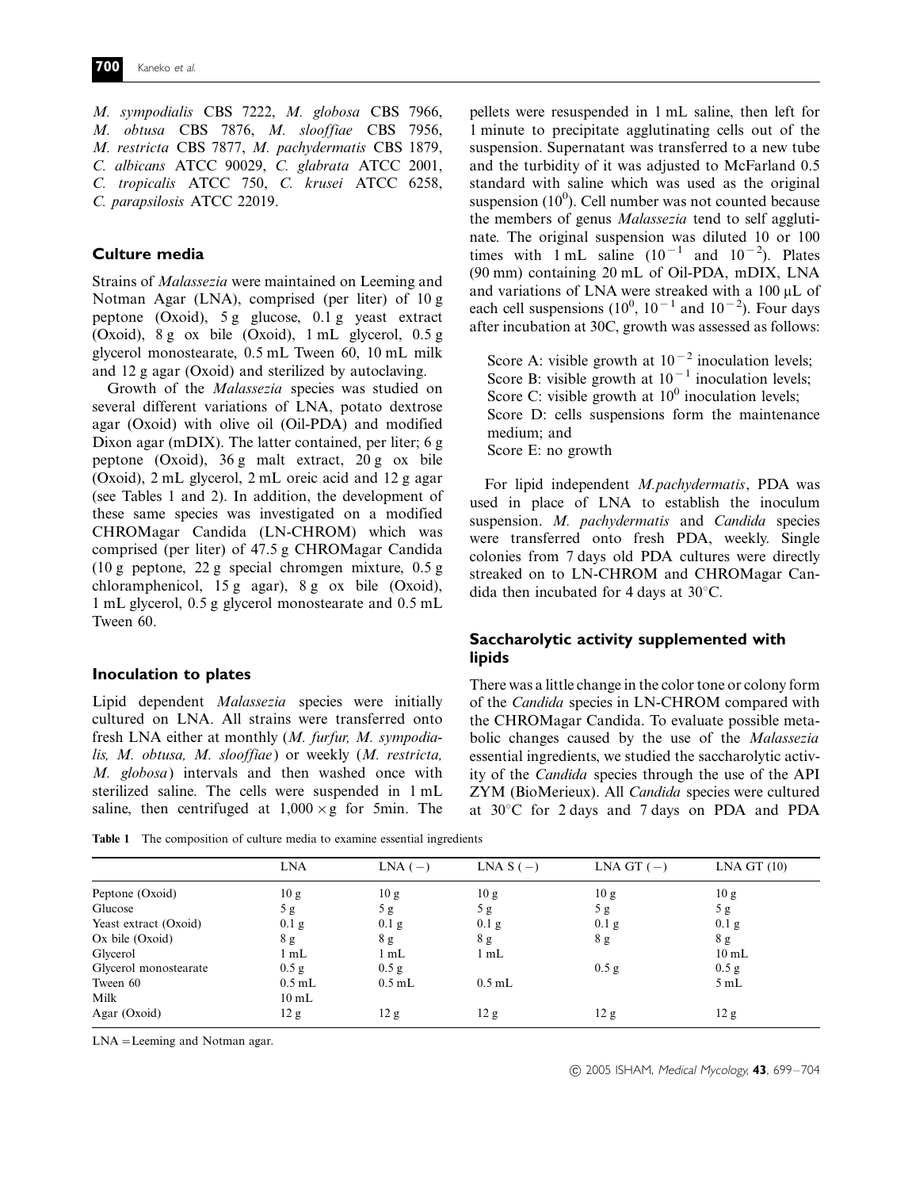*M. sympodialis* CBS 7222, *M. globosa* CBS 7966, *M. obtusa* CBS 7876, *M. slooffiae* CBS 7956, *M. restricta* CBS 7877, *M. pachydermatis* CBS 1879, *C. albicans* ATCC 90029, *C. glabrata* ATCC 2001, *C. tropicalis* ATCC 750, *C. krusei* ATCC 6258, *C. parapsilosis* ATCC 22019.

## Culture media

Strains of *Malassezia* were maintained on Leeming and Notman Agar (LNA), comprised (per liter) of 10 g peptone (Oxoid), 5 g glucose, 0.1 g yeast extract (Oxoid), 8 g ox bile (Oxoid), 1 mL glycerol, 0.5 g glycerol monostearate, 0.5 mL Tween 60, 10 mL milk and 12 g agar (Oxoid) and sterilized by autoclaving.

Growth of the *Malassezia* species was studied on several different variations of LNA, potato dextrose agar (Oxoid) with olive oil (Oil-PDA) and modified Dixon agar (mDIX). The latter contained, per liter; 6 g peptone (Oxoid), 36 g malt extract, 20 g ox bile (Oxoid), 2 mL glycerol, 2 mL oreic acid and 12 g agar (see Tables 1 and 2). In addition, the development of these same species was investigated on a modified CHROMagar Candida (LN-CHROM) which was comprised (per liter) of 47.5 g CHROMagar Candida (10 g peptone, 22 g special chromgen mixture, 0.5 g chloramphenicol, 15 g agar), 8 g ox bile (Oxoid), 1 mL glycerol, 0.5 g glycerol monostearate and 0.5 mL Tween 60.

## Inoculation to plates

Lipid dependent *Malassezia* species were initially cultured on LNA. All strains were transferred onto fresh LNA either at monthly (*M. furfur, M. sympodialis, M. obtusa, M. slooffiae*) or weekly (*M. restricta, M. globosa*) intervals and then washed once with sterilized saline. The cells were suspended in 1 mL saline, then centrifuged at $1{,}000 \times g$ for 5min. The pellets were resuspended in 1 mL saline, then left for 1 minute to precipitate agglutinating cells out of the suspension. Supernatant was transferred to a new tube and the turbidity of it was adjusted to McFarland 0.5 standard with saline which was used as the original suspension ($10^0$). Cell number was not counted because the members of genus *Malassezia* tend to self agglutinate. The original suspension was diluted 10 or 100 times with 1 mL saline ($10^{-1}$ and $10^{-2}$). Plates (90 mm) containing 20 mL of Oil-PDA, mDIX, LNA and variations of LNA were streaked with a 100 μL of each cell suspensions ($10^0$, $10^{-1}$ and $10^{-2}$). Four days after incubation at 30C, growth was assessed as follows:

Score A: visible growth at $10^{-2}$ inoculation levels;
Score B: visible growth at $10^{-1}$ inoculation levels;
Score C: visible growth at $10^0$ inoculation levels;
Score D: cells suspensions form the maintenance medium; and
Score E: no growth

For lipid independent *M.pachydermatis*, PDA was used in place of LNA to establish the inoculum suspension. *M. pachydermatis* and *Candida* species were transferred onto fresh PDA, weekly. Single colonies from 7 days old PDA cultures were directly streaked on to LN-CHROM and CHROMagar Candida then incubated for 4 days at 30°C.

## Saccharolytic activity supplemented with lipids

There was a little change in the color tone or colony form of the *Candida* species in LN-CHROM compared with the CHROMagar Candida. To evaluate possible metabolic changes caused by the use of the *Malassezia* essential ingredients, we studied the saccharolytic activity of the *Candida* species through the use of the API ZYM (BioMerieux). All *Candida* species were cultured at 30°C for 2 days and 7 days on PDA and PDA

**Table 1** The composition of culture media to examine essential ingredients

| | LNA | LNA (−) | LNA S (−) | LNA GT (−) | LNA GT (10) |
|---|---|---|---|---|---|
| Peptone (Oxoid) | 10 g | 10 g | 10 g | 10 g | 10 g |
| Glucose | 5 g | 5 g | 5 g | 5 g | 5 g |
| Yeast extract (Oxoid) | 0.1 g | 0.1 g | 0.1 g | 0.1 g | 0.1 g |
| Ox bile (Oxoid) | 8 g | 8 g | 8 g | 8 g | 8 g |
| Glycerol | 1 mL | 1 mL | 1 mL | | 10 mL |
| Glycerol monostearate | 0.5 g | 0.5 g | | 0.5 g | 0.5 g |
| Tween 60 | 0.5 mL | 0.5 mL | 0.5 mL | | 5 mL |
| Milk | 10 mL | | | | |
| Agar (Oxoid) | 12 g | 12 g | 12 g | 12 g | 12 g |

LNA = Leeming and Notman agar.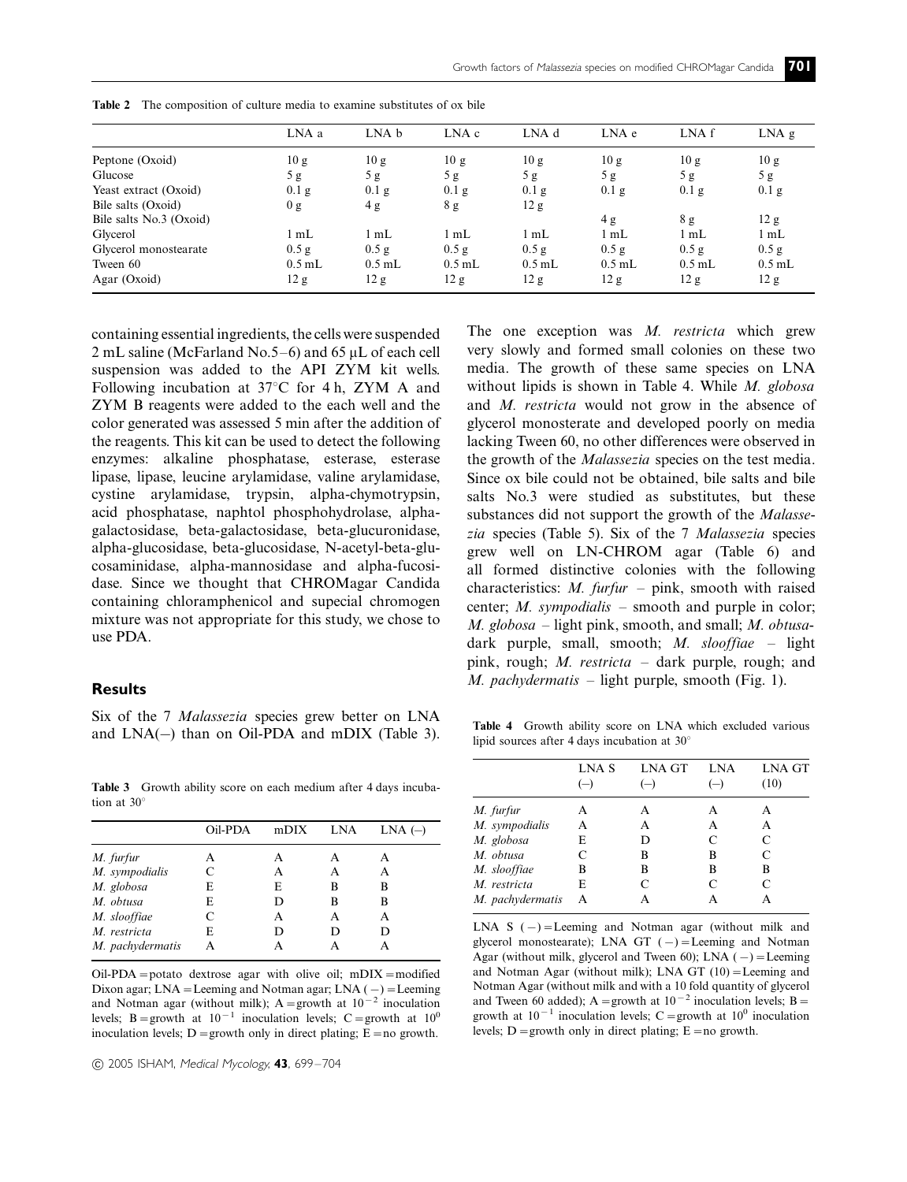**Table 2** The composition of culture media to examine substitutes of ox bile

| | LNA a | LNA b | LNA c | LNA d | LNA e | LNA f | LNA g |
|---|---|---|---|---|---|---|---|
| Peptone (Oxoid) | 10 g | 10 g | 10 g | 10 g | 10 g | 10 g | 10 g |
| Glucose | 5 g | 5 g | 5 g | 5 g | 5 g | 5 g | 5 g |
| Yeast extract (Oxoid) | 0.1 g | 0.1 g | 0.1 g | 0.1 g | 0.1 g | 0.1 g | 0.1 g |
| Bile salts (Oxoid) | 0 g | 4 g | 8 g | 12 g | | | |
| Bile salts No.3 (Oxoid) | | | | | 4 g | 8 g | 12 g |
| Glycerol | 1 mL | 1 mL | 1 mL | 1 mL | 1 mL | 1 mL | 1 mL |
| Glycerol monostearate | 0.5 g | 0.5 g | 0.5 g | 0.5 g | 0.5 g | 0.5 g | 0.5 g |
| Tween 60 | 0.5 mL | 0.5 mL | 0.5 mL | 0.5 mL | 0.5 mL | 0.5 mL | 0.5 mL |
| Agar (Oxoid) | 12 g | 12 g | 12 g | 12 g | 12 g | 12 g | 12 g |

containing essential ingredients, the cells were suspended 2 mL saline (McFarland No.5–6) and 65 μL of each cell suspension was added to the API ZYM kit wells. Following incubation at 37°C for 4 h, ZYM A and ZYM B reagents were added to the each well and the color generated was assessed 5 min after the addition of the reagents. This kit can be used to detect the following enzymes: alkaline phosphatase, esterase, esterase lipase, lipase, leucine arylamidase, valine arylamidase, cystine arylamidase, trypsin, alpha-chymotrypsin, acid phosphatase, naphtol phosphohydrolase, alpha-galactosidase, beta-galactosidase, beta-glucuronidase, alpha-glucosidase, beta-glucosidase, N-acetyl-beta-glucosaminidase, alpha-mannosidase and alpha-fucosidase. Since we thought that CHROMagar Candida containing chloramphenicol and supecial chromogen mixture was not appropriate for this study, we chose to use PDA.

## Results

Six of the 7 *Malassezia* species grew better on LNA and LNA(–) than on Oil-PDA and mDIX (Table 3). The one exception was *M. restricta* which grew very slowly and formed small colonies on these two media. The growth of these same species on LNA without lipids is shown in Table 4. While *M. globosa* and *M. restricta* would not grow in the absence of glycerol monosterate and developed poorly on media lacking Tween 60, no other differences were observed in the growth of the *Malassezia* species on the test media. Since ox bile could not be obtained, bile salts and bile salts No.3 were studied as substitutes, but these substances did not support the growth of the *Malassezia* species (Table 5). Six of the 7 *Malassezia* species grew well on LN-CHROM agar (Table 6) and all formed distinctive colonies with the following characteristics: *M. furfur* – pink, smooth with raised center; *M. sympodialis* – smooth and purple in color; *M. globosa* – light pink, smooth, and small; *M. obtusa*-dark purple, small, smooth; *M. slooffiae* – light pink, rough; *M. restricta* – dark purple, rough; and *M. pachydermatis* – light purple, smooth (Fig. 1).

**Table 3** Growth ability score on each medium after 4 days incubation at 30°

| | Oil-PDA | mDIX | LNA | LNA (–) |
|---|---|---|---|---|
| *M. furfur* | A | A | A | A |
| *M. sympodialis* | C | A | A | A |
| *M. globosa* | E | E | B | B |
| *M. obtusa* | E | D | B | B |
| *M. slooffiae* | C | A | A | A |
| *M. restricta* | E | D | D | D |
| *M. pachydermatis* | A | A | A | A |

Oil-PDA = potato dextrose agar with olive oil; mDIX = modified Dixon agar; LNA = Leeming and Notman agar; LNA (–) = Leeming and Notman agar (without milk); A = growth at $10^{-2}$ inoculation levels; B = growth at $10^{-1}$ inoculation levels; C = growth at $10^{0}$ inoculation levels; D = growth only in direct plating; E = no growth.

**Table 4** Growth ability score on LNA which excluded various lipid sources after 4 days incubation at 30°

| | LNA S (–) | LNA GT (–) | LNA (–) | LNA GT (10) |
|---|---|---|---|---|
| *M. furfur* | A | A | A | A |
| *M. sympodialis* | A | A | A | A |
| *M. globosa* | E | D | C | C |
| *M. obtusa* | C | B | B | C |
| *M. slooffiae* | B | B | B | B |
| *M. restricta* | E | C | C | C |
| *M. pachydermatis* | A | A | A | A |

LNA S (–) = Leeming and Notman agar (without milk and glycerol monostearate); LNA GT (–) = Leeming and Notman Agar (without milk, glycerol and Tween 60); LNA (–) = Leeming and Notman Agar (without milk); LNA GT (10) = Leeming and Notman Agar (without milk and with a 10 fold quantity of glycerol and Tween 60 added); A = growth at $10^{-2}$ inoculation levels; B = growth at $10^{-1}$ inoculation levels; C = growth at $10^{0}$ inoculation levels; D = growth only in direct plating; E = no growth.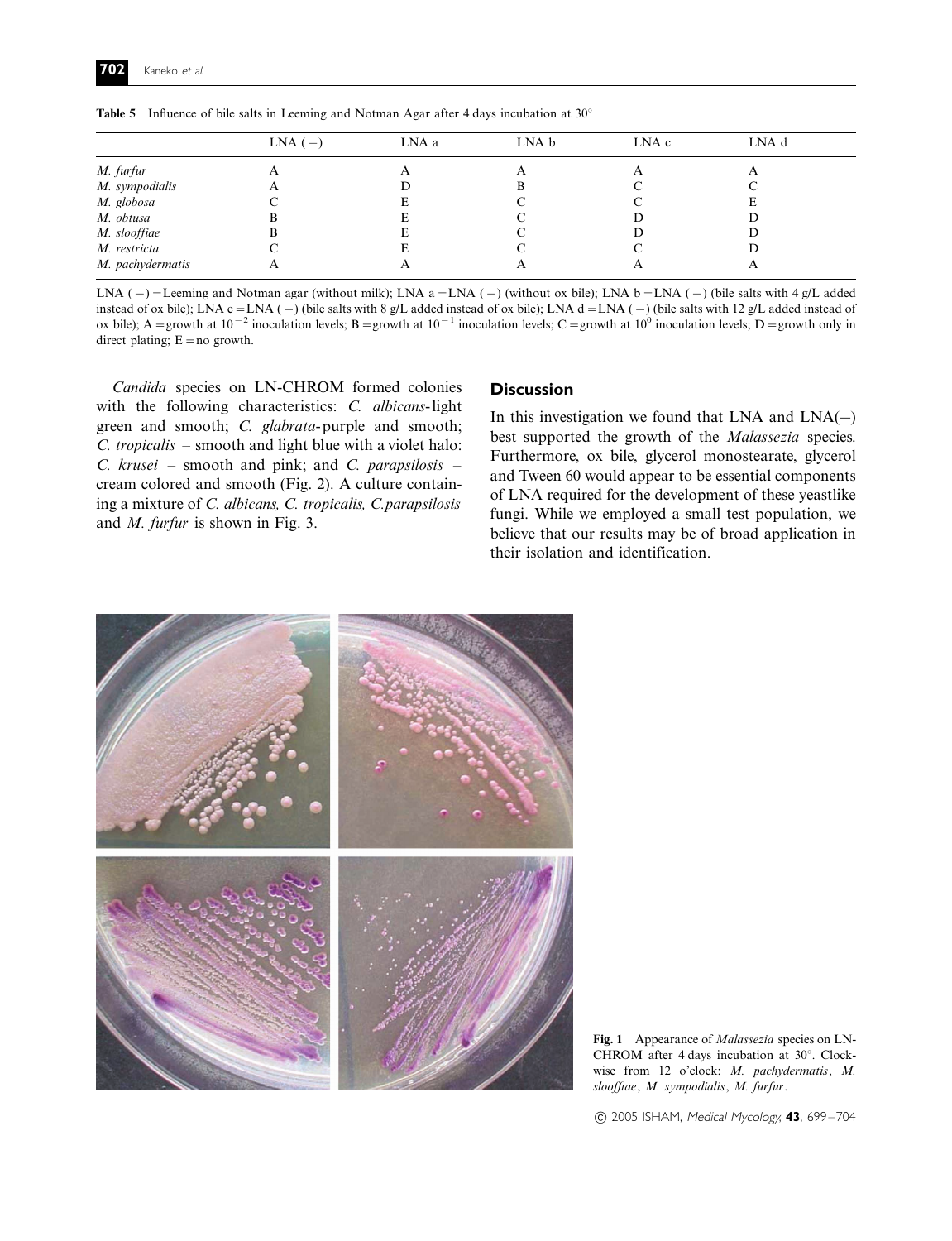**Table 5** Influence of bile salts in Leeming and Notman Agar after 4 days incubation at 30°

| | LNA (−) | LNA a | LNA b | LNA c | LNA d |
|---|---|---|---|---|---|
| *M. furfur* | A | A | A | A | A |
| *M. sympodialis* | A | D | B | C | C |
| *M. globosa* | C | E | C | C | E |
| *M. obtusa* | B | E | C | D | D |
| *M. slooffiae* | B | E | C | D | D |
| *M. restricta* | C | E | C | C | D |
| *M. pachydermatis* | A | A | A | A | A |

LNA (−) = Leeming and Notman agar (without milk); LNA a = LNA (−) (without ox bile); LNA b = LNA (−) (bile salts with 4 g/L added instead of ox bile); LNA c = LNA (−) (bile salts with 8 g/L added instead of ox bile); LNA d = LNA (−) (bile salts with 12 g/L added instead of ox bile); A = growth at $10^{-2}$ inoculation levels; B = growth at $10^{-1}$ inoculation levels; C = growth at $10^{0}$ inoculation levels; D = growth only in direct plating; E = no growth.

*Candida* species on LN-CHROM formed colonies with the following characteristics: *C. albicans*-light green and smooth; *C. glabrata*-purple and smooth; *C. tropicalis* – smooth and light blue with a violet halo: *C. krusei* – smooth and pink; and *C. parapsilosis* – cream colored and smooth (Fig. 2). A culture containing a mixture of *C. albicans, C. tropicalis, C.parapsilosis* and *M. furfur* is shown in Fig. 3.

## Discussion

In this investigation we found that LNA and LNA(−) best supported the growth of the *Malassezia* species. Furthermore, ox bile, glycerol monostearate, glycerol and Tween 60 would appear to be essential components of LNA required for the development of these yeastlike fungi. While we employed a small test population, we believe that our results may be of broad application in their isolation and identification.

**Fig. 1** Appearance of *Malassezia* species on LN-CHROM after 4 days incubation at 30°. Clockwise from 12 o'clock: *M. pachydermatis*, *M. slooffiae*, *M. sympodialis*, *M. furfur*.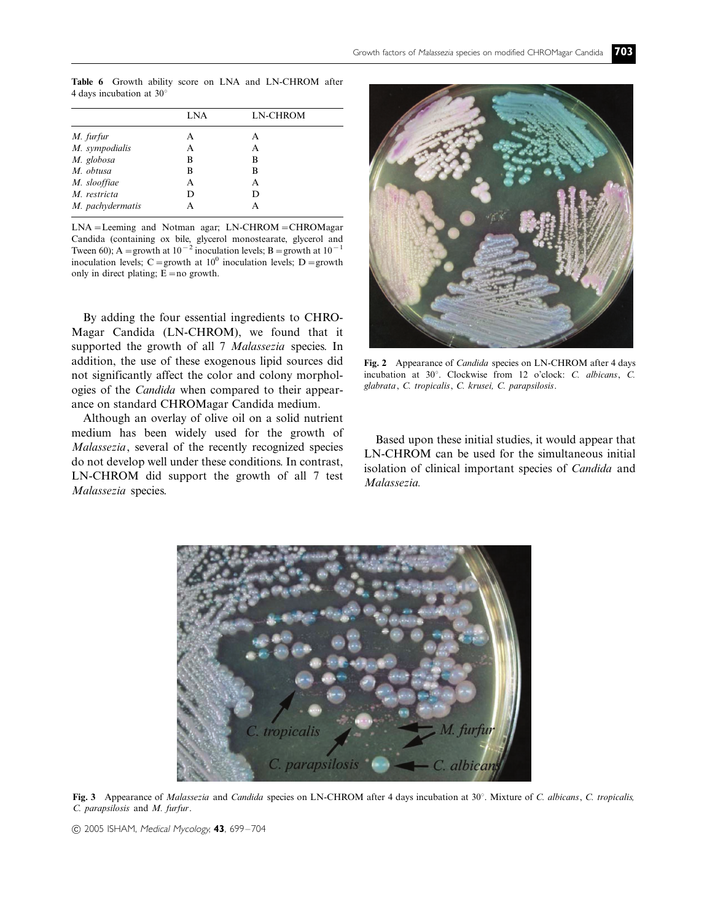**Table 6** Growth ability score on LNA and LN-CHROM after 4 days incubation at 30°

| | LNA | LN-CHROM |
|---|---|---|
| *M. furfur* | A | A |
| *M. sympodialis* | A | A |
| *M. globosa* | B | B |
| *M. obtusa* | B | B |
| *M. slooffiae* | A | A |
| *M. restricta* | D | D |
| *M. pachydermatis* | A | A |

LNA = Leeming and Notman agar; LN-CHROM = CHROMagar Candida (containing ox bile, glycerol monostearate, glycerol and Tween 60); A = growth at $10^{-2}$ inoculation levels; B = growth at $10^{-1}$ inoculation levels; C = growth at $10^{0}$ inoculation levels; D = growth only in direct plating; E = no growth.

By adding the four essential ingredients to CHROMagar Candida (LN-CHROM), we found that it supported the growth of all 7 *Malassezia* species. In addition, the use of these exogenous lipid sources did not significantly affect the color and colony morphologies of the *Candida* when compared to their appearance on standard CHROMagar Candida medium.

Although an overlay of olive oil on a solid nutrient medium has been widely used for the growth of *Malassezia*, several of the recently recognized species do not develop well under these conditions. In contrast, LN-CHROM did support the growth of all 7 test *Malassezia* species.

**Fig. 2** Appearance of *Candida* species on LN-CHROM after 4 days incubation at 30°. Clockwise from 12 o'clock: *C. albicans*, *C. glabrata*, *C. tropicalis*, *C. krusei, C. parapsilosis*.

Based upon these initial studies, it would appear that LN-CHROM can be used for the simultaneous initial isolation of clinical important species of *Candida* and *Malassezia.*

**Fig. 3** Appearance of *Malassezia* and *Candida* species on LN-CHROM after 4 days incubation at 30°. Mixture of *C. albicans*, *C. tropicalis, C. parapsilosis* and *M. furfur*.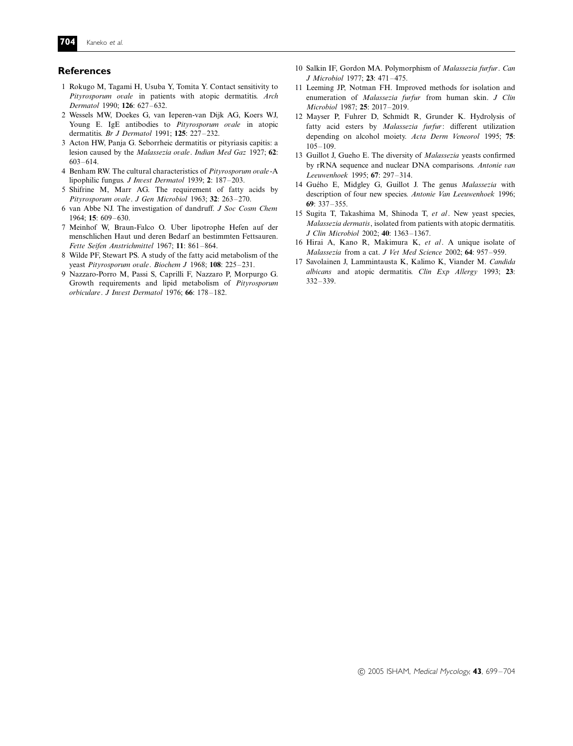## References

1 Rokugo M, Tagami H, Usuba Y, Tomita Y. Contact sensitivity to *Pityrosporum ovale* in patients with atopic dermatitis. *Arch Dermatol* 1990; **126**: 627–632.
2 Wessels MW, Doekes G, van Ieperen-van Dijk AG, Koers WJ, Young E. IgE antibodies to *Pityrosporum ovale* in atopic dermatitis. *Br J Dermatol* 1991; **125**: 227–232.
3 Acton HW, Panja G. Seborrheic dermatitis or pityriasis capitis: a lesion caused by the *Malassezia ovale*. *Indian Med Gaz* 1927; **62**: 603–614.
4 Benham RW. The cultural characteristics of *Pityrosporum ovale*-A lipophilic fungus. *J Invest Dermatol* 1939; **2**: 187–203.
5 Shifrine M, Marr AG. The requirement of fatty acids by *Pityrosporum ovale*. *J Gen Microbiol* 1963; **32**: 263–270.
6 van Abbe NJ. The investigation of dandruff. *J Soc Cosm Chem* 1964; **15**: 609–630.
7 Meinhof W, Braun-Falco O. Uber lipotrophe Hefen auf der menschlichen Haut und deren Bedarf an bestimmten Fettsauren. *Fette Seifen Anstrichmittel* 1967; **11**: 861–864.
8 Wilde PF, Stewart PS. A study of the fatty acid metabolism of the yeast *Pityrosporum ovale*. *Biochem J* 1968; **108**: 225–231.
9 Nazzaro-Porro M, Passi S, Caprilli F, Nazzaro P, Morpurgo G. Growth requirements and lipid metabolism of *Pityrosporum orbiculare*. *J Invest Dermatol* 1976; **66**: 178–182.
10 Salkin IF, Gordon MA. Polymorphism of *Malassezia furfur*. *Can J Microbiol* 1977; **23**: 471–475.
11 Leeming JP, Notman FH. Improved methods for isolation and enumeration of *Malassezia furfur* from human skin. *J Clin Microbiol* 1987; **25**: 2017–2019.
12 Mayser P, Fuhrer D, Schmidt R, Grunder K. Hydrolysis of fatty acid esters by *Malassezia furfur*: different utilization depending on alcohol moiety. *Acta Derm Veneorol* 1995; **75**: 105–109.
13 Guillot J, Gueho E. The diversity of *Malassezia* yeasts confirmed by rRNA sequence and nuclear DNA comparisons. *Antonie van Leeuwenhoek* 1995; **67**: 297–314.
14 Guého E, Midgley G, Guillot J. The genus *Malassezia* with description of four new species. *Antonie Van Leeuwenhoek* 1996; **69**: 337–355.
15 Sugita T, Takashima M, Shinoda T, *et al*. New yeast species, *Malassezia dermatis*, isolated from patients with atopic dermatitis. *J Clin Microbiol* 2002; **40**: 1363–1367.
16 Hirai A, Kano R, Makimura K, *et al*. A unique isolate of *Malassezia* from a cat. *J Vet Med Science* 2002; **64**: 957–959.
17 Savolainen J, Lammintausta K, Kalimo K, Viander M. *Candida albicans* and atopic dermatitis. *Clin Exp Allergy* 1993; **23**: 332–339.